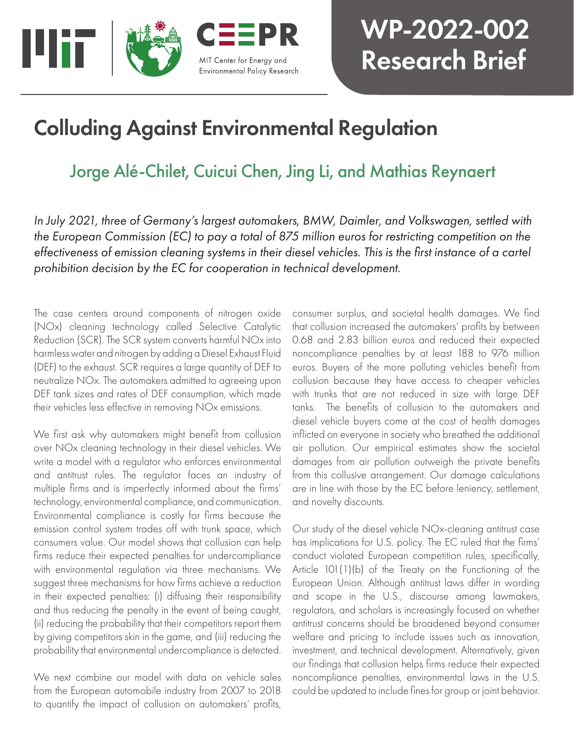WP-2022-002
Research Brief

# Colluding Against Environmental Regulation

## Jorge Alé-Chilet, Cuicui Chen, Jing Li, and Mathias Reynaert

*In July 2021, three of Germany's largest automakers, BMW, Daimler, and Volkswagen, settled with the European Commission (EC) to pay a total of 875 million euros for restricting competition on the effectiveness of emission cleaning systems in their diesel vehicles. This is the first instance of a cartel prohibition decision by the EC for cooperation in technical development.*

The case centers around components of nitrogen oxide (NOx) cleaning technology called Selective Catalytic Reduction (SCR). The SCR system converts harmful NOx into harmless water and nitrogen by adding a Diesel Exhaust Fluid (DEF) to the exhaust. SCR requires a large quantity of DEF to neutralize NOx. The automakers admitted to agreeing upon DEF tank sizes and rates of DEF consumption, which made their vehicles less effective in removing NOx emissions.

We first ask why automakers might benefit from collusion over NOx cleaning technology in their diesel vehicles. We write a model with a regulator who enforces environmental and antitrust rules. The regulator faces an industry of multiple firms and is imperfectly informed about the firms' technology, environmental compliance, and communication. Environmental compliance is costly for firms because the emission control system trades off with trunk space, which consumers value. Our model shows that collusion can help firms reduce their expected penalties for undercompliance with environmental regulation via three mechanisms. We suggest three mechanisms for how firms achieve a reduction in their expected penalties: (i) diffusing their responsibility and thus reducing the penalty in the event of being caught, (ii) reducing the probability that their competitors report them by giving competitors skin in the game, and (iii) reducing the probability that environmental undercompliance is detected.

We next combine our model with data on vehicle sales from the European automobile industry from 2007 to 2018 to quantify the impact of collusion on automakers' profits, consumer surplus, and societal health damages. We find that collusion increased the automakers' profits by between 0.68 and 2.83 billion euros and reduced their expected noncompliance penalties by at least 188 to 976 million euros. Buyers of the more polluting vehicles benefit from collusion because they have access to cheaper vehicles with trunks that are not reduced in size with large DEF tanks. The benefits of collusion to the automakers and diesel vehicle buyers come at the cost of health damages inflicted on everyone in society who breathed the additional air pollution. Our empirical estimates show the societal damages from air pollution outweigh the private benefits from this collusive arrangement. Our damage calculations are in line with those by the EC before leniency, settlement, and novelty discounts.

Our study of the diesel vehicle NOx-cleaning antitrust case has implications for U.S. policy. The EC ruled that the firms' conduct violated European competition rules, specifically, Article 101(1)(b) of the Treaty on the Functioning of the European Union. Although antitrust laws differ in wording and scope in the U.S., discourse among lawmakers, regulators, and scholars is increasingly focused on whether antitrust concerns should be broadened beyond consumer welfare and pricing to include issues such as innovation, investment, and technical development. Alternatively, given our findings that collusion helps firms reduce their expected noncompliance penalties, environmental laws in the U.S. could be updated to include fines for group or joint behavior.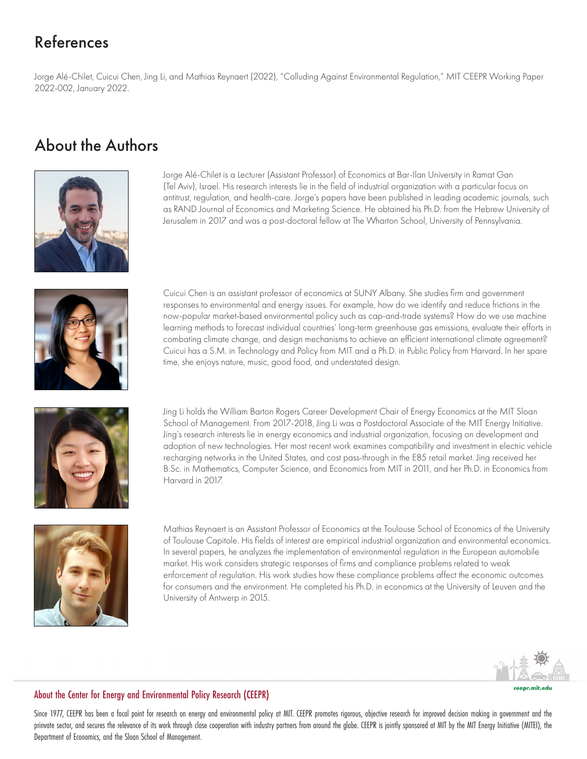## References

Jorge Alé-Chilet, Cuicui Chen, Jing Li, and Mathias Reynaert (2022), "Colluding Against Environmental Regulation," MIT CEEPR Working Paper 2022-002, January 2022.

## About the Authors

Jorge Alé-Chilet is a Lecturer (Assistant Professor) of Economics at Bar-Ilan University in Ramat Gan (Tel Aviv), Israel. His research interests lie in the field of industrial organization with a particular focus on antitrust, regulation, and health-care. Jorge's papers have been published in leading academic journals, such as RAND Journal of Economics and Marketing Science. He obtained his Ph.D. from the Hebrew University of Jerusalem in 2017 and was a post-doctoral fellow at The Wharton School, University of Pennsylvania.

Cuicui Chen is an assistant professor of economics at SUNY Albany. She studies firm and government responses to environmental and energy issues. For example, how do we identify and reduce frictions in the now-popular market-based environmental policy such as cap-and-trade systems? How do we use machine learning methods to forecast individual countries' long-term greenhouse gas emissions, evaluate their efforts in combating climate change, and design mechanisms to achieve an efficient international climate agreement? Cuicui has a S.M. in Technology and Policy from MIT and a Ph.D. in Public Policy from Harvard. In her spare time, she enjoys nature, music, good food, and understated design.

Jing Li holds the William Barton Rogers Career Development Chair of Energy Economics at the MIT Sloan School of Management. From 2017-2018, Jing Li was a Postdoctoral Associate of the MIT Energy Initiative. Jing's research interests lie in energy economics and industrial organization, focusing on development and adoption of new technologies. Her most recent work examines compatibility and investment in electric vehicle recharging networks in the United States, and cost pass-through in the E85 retail market. Jing received her B.Sc. in Mathematics, Computer Science, and Economics from MIT in 2011, and her Ph.D. in Economics from Harvard in 2017.

Mathias Reynaert is an Assistant Professor of Economics at the Toulouse School of Economics of the University of Toulouse Capitole. His fields of interest are empirical industrial organization and environmental economics. In several papers, he analyzes the implementation of environmental regulation in the European automobile market. His work considers strategic responses of firms and compliance problems related to weak enforcement of regulation. His work studies how these compliance problems affect the economic outcomes for consumers and the environment. He completed his Ph.D. in economics at the University of Leuven and the University of Antwerp in 2015.

ceepr.mit.edu

### About the Center for Energy and Environmental Policy Research (CEEPR)

Since 1977, CEEPR has been a focal point for research on energy and environmental policy at MIT. CEEPR promotes rigorous, objective research for improved decision making in government and the prinvate sector, and secures the relevance of its work through close cooperation with industry partners from around the globe. CEEPR is jointly sponsored at MIT by the MIT Energy Initiative (MITEI), the Department of Economics, and the Sloan School of Management.